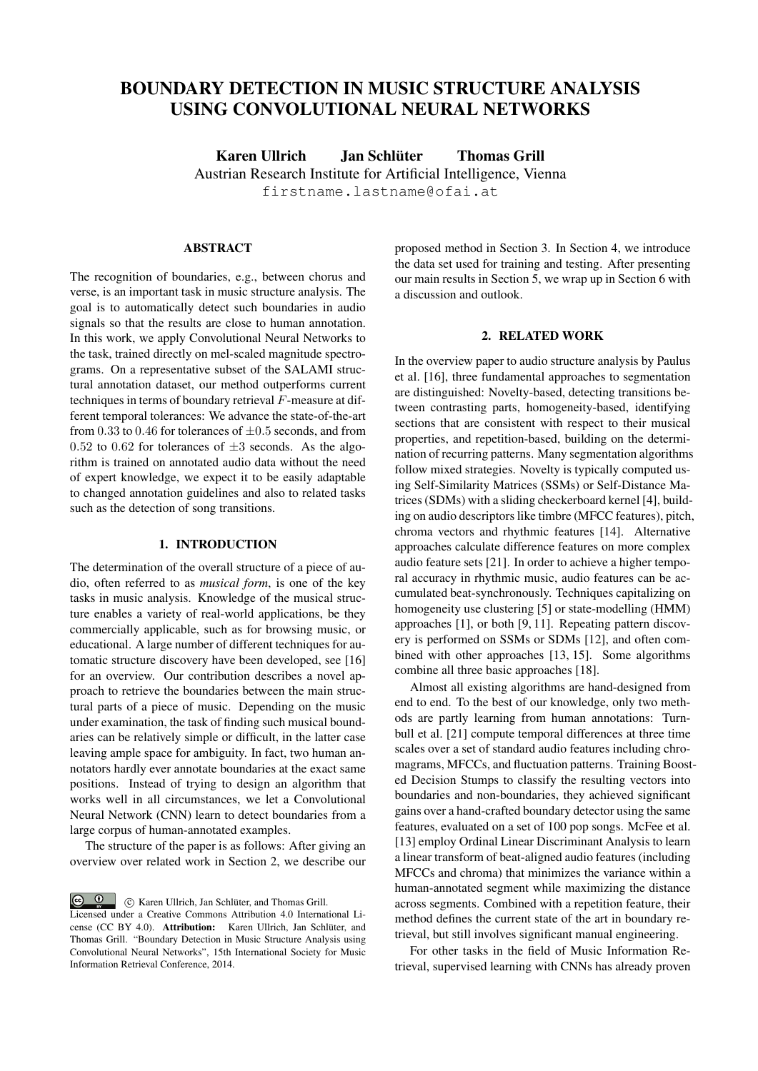# BOUNDARY DETECTION IN MUSIC STRUCTURE ANALYSIS USING CONVOLUTIONAL NEURAL NETWORKS

**Karen Ullrich** **Jan Schlüter** **Thomas Grill**

Austrian Research Institute for Artificial Intelligence, Vienna

firstname.lastname@ofai.at

## ABSTRACT

The recognition of boundaries, e.g., between chorus and verse, is an important task in music structure analysis. The goal is to automatically detect such boundaries in audio signals so that the results are close to human annotation. In this work, we apply Convolutional Neural Networks to the task, trained directly on mel-scaled magnitude spectrograms. On a representative subset of the SALAMI structural annotation dataset, our method outperforms current techniques in terms of boundary retrieval $F$-measure at different temporal tolerances: We advance the state-of-the-art from $0.33$ to $0.46$ for tolerances of $\pm 0.5$ seconds, and from $0.52$ to $0.62$ for tolerances of $\pm 3$ seconds. As the algorithm is trained on annotated audio data without the need of expert knowledge, we expect it to be easily adaptable to changed annotation guidelines and also to related tasks such as the detection of song transitions.

## 1. INTRODUCTION

The determination of the overall structure of a piece of audio, often referred to as *musical form*, is one of the key tasks in music analysis. Knowledge of the musical structure enables a variety of real-world applications, be they commercially applicable, such as for browsing music, or educational. A large number of different techniques for automatic structure discovery have been developed, see [16] for an overview. Our contribution describes a novel approach to retrieve the boundaries between the main structural parts of a piece of music. Depending on the music under examination, the task of finding such musical boundaries can be relatively simple or difficult, in the latter case leaving ample space for ambiguity. In fact, two human annotators hardly ever annotate boundaries at the exact same positions. Instead of trying to design an algorithm that works well in all circumstances, we let a Convolutional Neural Network (CNN) learn to detect boundaries from a large corpus of human-annotated examples.

The structure of the paper is as follows: After giving an overview over related work in Section 2, we describe our proposed method in Section 3. In Section 4, we introduce the data set used for training and testing. After presenting our main results in Section 5, we wrap up in Section 6 with a discussion and outlook.

© Karen Ullrich, Jan Schlüter, and Thomas Grill. Licensed under a Creative Commons Attribution 4.0 International License (CC BY 4.0). **Attribution:** Karen Ullrich, Jan Schlüter, and Thomas Grill. "Boundary Detection in Music Structure Analysis using Convolutional Neural Networks", 15th International Society for Music Information Retrieval Conference, 2014.

## 2. RELATED WORK

In the overview paper to audio structure analysis by Paulus et al. [16], three fundamental approaches to segmentation are distinguished: Novelty-based, detecting transitions between contrasting parts, homogeneity-based, identifying sections that are consistent with respect to their musical properties, and repetition-based, building on the determination of recurring patterns. Many segmentation algorithms follow mixed strategies. Novelty is typically computed using Self-Similarity Matrices (SSMs) or Self-Distance Matrices (SDMs) with a sliding checkerboard kernel [4], building on audio descriptors like timbre (MFCC features), pitch, chroma vectors and rhythmic features [14]. Alternative approaches calculate difference features on more complex audio feature sets [21]. In order to achieve a higher temporal accuracy in rhythmic music, audio features can be accumulated beat-synchronously. Techniques capitalizing on homogeneity use clustering [5] or state-modelling (HMM) approaches [1], or both [9, 11]. Repeating pattern discovery is performed on SSMs or SDMs [12], and often combined with other approaches [13, 15]. Some algorithms combine all three basic approaches [18].

Almost all existing algorithms are hand-designed from end to end. To the best of our knowledge, only two methods are partly learning from human annotations: Turnbull et al. [21] compute temporal differences at three time scales over a set of standard audio features including chromagrams, MFCCs, and fluctuation patterns. Training Boosted Decision Stumps to classify the resulting vectors into boundaries and non-boundaries, they achieved significant gains over a hand-crafted boundary detector using the same features, evaluated on a set of 100 pop songs. McFee et al. [13] employ Ordinal Linear Discriminant Analysis to learn a linear transform of beat-aligned audio features (including MFCCs and chroma) that minimizes the variance within a human-annotated segment while maximizing the distance across segments. Combined with a repetition feature, their method defines the current state of the art in boundary retrieval, but still involves significant manual engineering.

For other tasks in the field of Music Information Retrieval, supervised learning with CNNs has already proven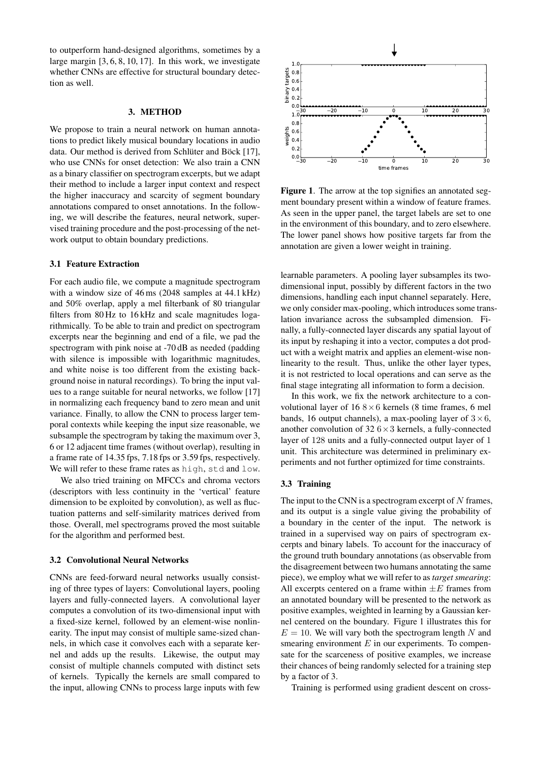to outperform hand-designed algorithms, sometimes by a large margin [3, 6, 8, 10, 17]. In this work, we investigate whether CNNs are effective for structural boundary detection as well.

## 3. METHOD

We propose to train a neural network on human annotations to predict likely musical boundary locations in audio data. Our method is derived from Schlüter and Böck [17], who use CNNs for onset detection: We also train a CNN as a binary classifier on spectrogram excerpts, but we adapt their method to include a larger input context and respect the higher inaccuracy and scarcity of segment boundary annotations compared to onset annotations. In the following, we will describe the features, neural network, supervised training procedure and the post-processing of the network output to obtain boundary predictions.

### 3.1 Feature Extraction

For each audio file, we compute a magnitude spectrogram with a window size of 46 ms (2048 samples at 44.1 kHz) and 50% overlap, apply a mel filterbank of 80 triangular filters from 80 Hz to 16 kHz and scale magnitudes logarithmically. To be able to train and predict on spectrogram excerpts near the beginning and end of a file, we pad the spectrogram with pink noise at -70 dB as needed (padding with silence is impossible with logarithmic magnitudes, and white noise is too different from the existing background noise in natural recordings). To bring the input values to a range suitable for neural networks, we follow [17] in normalizing each frequency band to zero mean and unit variance. Finally, to allow the CNN to process larger temporal contexts while keeping the input size reasonable, we subsample the spectrogram by taking the maximum over 3, 6 or 12 adjacent time frames (without overlap), resulting in a frame rate of 14.35 fps, 7.18 fps or 3.59 fps, respectively. We will refer to these frame rates as `high`, `std` and `low`.

We also tried training on MFCCs and chroma vectors (descriptors with less continuity in the 'vertical' feature dimension to be exploited by convolution), as well as fluctuation patterns and self-similarity matrices derived from those. Overall, mel spectrograms proved the most suitable for the algorithm and performed best.

### 3.2 Convolutional Neural Networks

CNNs are feed-forward neural networks usually consisting of three types of layers: Convolutional layers, pooling layers and fully-connected layers. A convolutional layer computes a convolution of its two-dimensional input with a fixed-size kernel, followed by an element-wise nonlinearity. The input may consist of multiple same-sized channels, in which case it convolves each with a separate kernel and adds up the results. Likewise, the output may consist of multiple channels computed with distinct sets of kernels. Typically the kernels are small compared to the input, allowing CNNs to process large inputs with few learnable parameters. A pooling layer subsamples its two-dimensional input, possibly by different factors in the two dimensions, handling each input channel separately. Here, we only consider max-pooling, which introduces some translation invariance across the subsampled dimension. Finally, a fully-connected layer discards any spatial layout of its input by reshaping it into a vector, computes a dot product with a weight matrix and applies an element-wise nonlinearity to the result. Thus, unlike the other layer types, it is not restricted to local operations and can serve as the final stage integrating all information to form a decision.

In this work, we fix the network architecture to a convolutional layer of 16 $8 \times 6$ kernels (8 time frames, 6 mel bands, 16 output channels), a max-pooling layer of $3 \times 6$, another convolution of 32 $6 \times 3$ kernels, a fully-connected layer of 128 units and a fully-connected output layer of 1 unit. This architecture was determined in preliminary experiments and not further optimized for time constraints.

**Figure 1**. The arrow at the top signifies an annotated segment boundary present within a window of feature frames. As seen in the upper panel, the target labels are set to one in the environment of this boundary, and to zero elsewhere. The lower panel shows how positive targets far from the annotation are given a lower weight in training.

### 3.3 Training

The input to the CNN is a spectrogram excerpt of $N$ frames, and its output is a single value giving the probability of a boundary in the center of the input. The network is trained in a supervised way on pairs of spectrogram excerpts and binary labels. To account for the inaccuracy of the ground truth boundary annotations (as observable from the disagreement between two humans annotating the same piece), we employ what we will refer to as *target smearing*: All excerpts centered on a frame within $\pm E$ frames from an annotated boundary will be presented to the network as positive examples, weighted in learning by a Gaussian kernel centered on the boundary. Figure 1 illustrates this for $E = 10$. We will vary both the spectrogram length $N$ and smearing environment $E$ in our experiments. To compensate for the scarceness of positive examples, we increase their chances of being randomly selected for a training step by a factor of 3.

Training is performed using gradient descent on cross-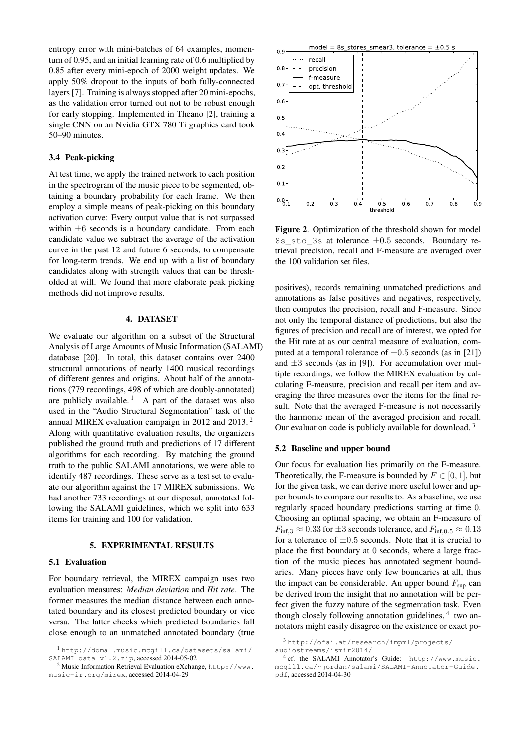entropy error with mini-batches of 64 examples, momentum of 0.95, and an initial learning rate of 0.6 multiplied by 0.85 after every mini-epoch of 2000 weight updates. We apply 50% dropout to the inputs of both fully-connected layers [7]. Training is always stopped after 20 mini-epochs, as the validation error turned out not to be robust enough for early stopping. Implemented in Theano [2], training a single CNN on an Nvidia GTX 780 Ti graphics card took 50–90 minutes.

### 3.4 Peak-picking

At test time, we apply the trained network to each position in the spectrogram of the music piece to be segmented, obtaining a boundary probability for each frame. We then employ a simple means of peak-picking on this boundary activation curve: Every output value that is not surpassed within $\pm 6$ seconds is a boundary candidate. From each candidate value we subtract the average of the activation curve in the past 12 and future 6 seconds, to compensate for long-term trends. We end up with a list of boundary candidates along with strength values that can be thresholded at will. We found that more elaborate peak picking methods did not improve results.

## 4. DATASET

We evaluate our algorithm on a subset of the Structural Analysis of Large Amounts of Music Information (SALAMI) database [20]. In total, this dataset contains over 2400 structural annotations of nearly 1400 musical recordings of different genres and origins. About half of the annotations (779 recordings, 498 of which are doubly-annotated) are publicly available. [1] A part of the dataset was also used in the "Audio Structural Segmentation" task of the annual MIREX evaluation campaign in 2012 and 2013. [2] Along with quantitative evaluation results, the organizers published the ground truth and predictions of 17 different algorithms for each recording. By matching the ground truth to the public SALAMI annotations, we were able to identify 487 recordings. These serve as a test set to evaluate our algorithm against the 17 MIREX submissions. We had another 733 recordings at our disposal, annotated following the SALAMI guidelines, which we split into 633 items for training and 100 for validation.

## 5. EXPERIMENTAL RESULTS

### 5.1 Evaluation

For boundary retrieval, the MIREX campaign uses two evaluation measures: *Median deviation* and *Hit rate*. The former measures the median distance between each annotated boundary and its closest predicted boundary or vice versa. The latter checks which predicted boundaries fall close enough to an unmatched annotated boundary (true positives), records remaining unmatched predictions and annotations as false positives and negatives, respectively, then computes the precision, recall and F-measure. Since not only the temporal distance of predictions, but also the figures of precision and recall are of interest, we opted for the Hit rate as our central measure of evaluation, computed at a temporal tolerance of $\pm 0.5$ seconds (as in [21]) and $\pm 3$ seconds (as in [9]). For accumulation over multiple recordings, we follow the MIREX evaluation by calculating F-measure, precision and recall per item and averaging the three measures over the items for the final result. Note that the averaged F-measure is not necessarily the harmonic mean of the averaged precision and recall. Our evaluation code is publicly available for download. [3]

**Figure 2**. Optimization of the threshold shown for model `8s_std_3s` at tolerance $\pm 0.5$ seconds. Boundary retrieval precision, recall and F-measure are averaged over the 100 validation set files.

### 5.2 Baseline and upper bound

Our focus for evaluation lies primarily on the F-measure. Theoretically, the F-measure is bounded by $F \in [0, 1]$, but for the given task, we can derive more useful lower and upper bounds to compare our results to. As a baseline, we use regularly spaced boundary predictions starting at time 0. Choosing an optimal spacing, we obtain an F-measure of $F_{\text{inf},3} \approx 0.33$ for $\pm 3$ seconds tolerance, and $F_{\text{inf},0.5} \approx 0.13$ for a tolerance of $\pm 0.5$ seconds. Note that it is crucial to place the first boundary at 0 seconds, where a large fraction of the music pieces has annotated segment boundaries. Many pieces have only few boundaries at all, thus the impact can be considerable. An upper bound $F_{\text{sup}}$ can be derived from the insight that no annotation will be perfect given the fuzzy nature of the segmentation task. Even though closely following annotation guidelines, [4] two annotators might easily disagree on the existence or exact po-

---

[1] http://ddmal.music.mcgill.ca/datasets/salami/SALAMI_data_v1.2.zip, accessed 2014-05-02

[2] Music Information Retrieval Evaluation eXchange, http://www.music-ir.org/mirex, accessed 2014-04-29

[3] http://ofai.at/research/impml/projects/audiostreams/ismir2014/

[4] cf. the SALAMI Annotator's Guide: http://www.music.mcgill.ca/~jordan/salami/SALAMI-Annotator-Guide.pdf, accessed 2014-04-30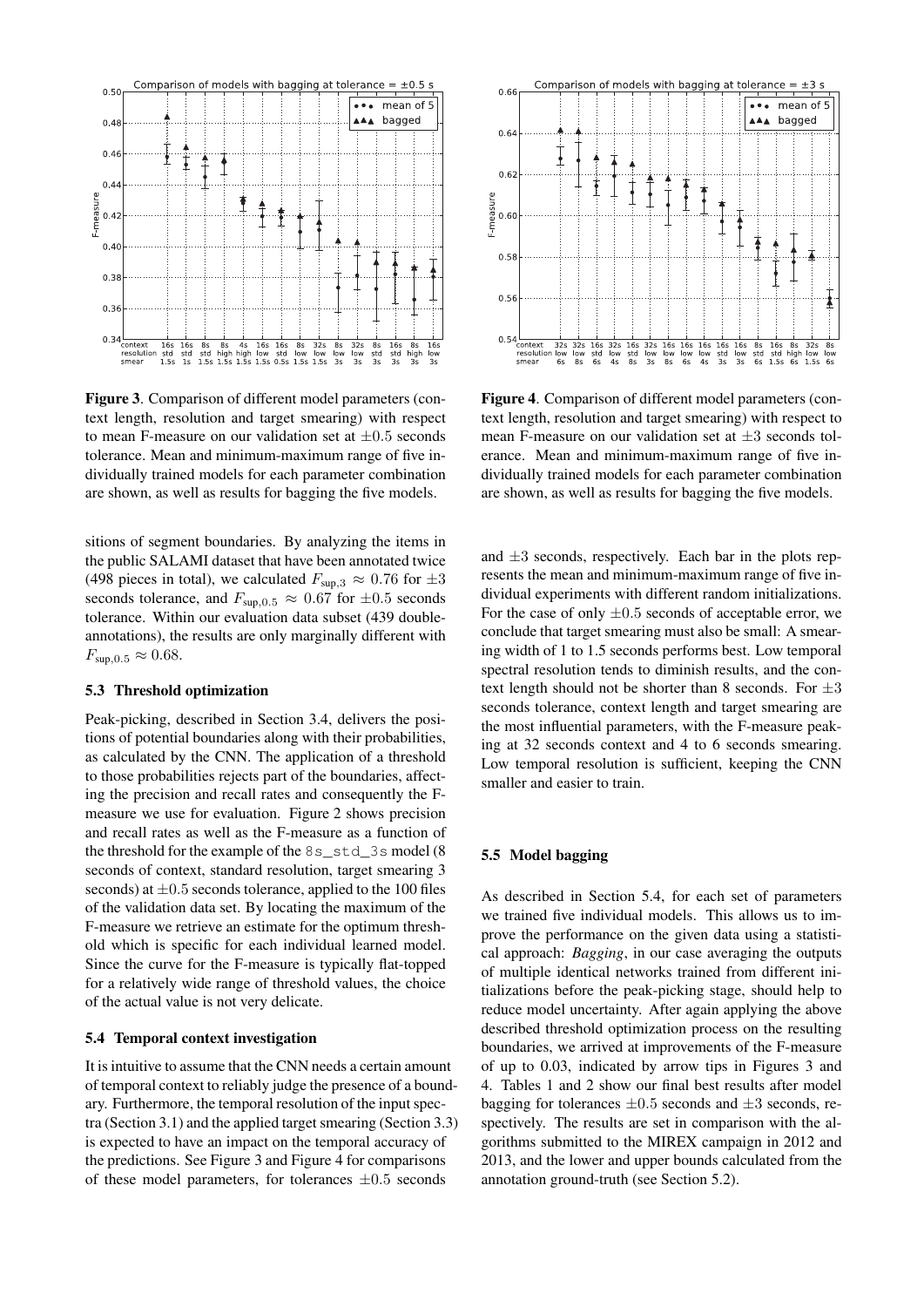Figure 3. Comparison of different model parameters (context length, resolution and target smearing) with respect to mean F-measure on our validation set at $\pm 0.5$ seconds tolerance. Mean and minimum-maximum range of five individually trained models for each parameter combination are shown, as well as results for bagging the five models.

Figure 4. Comparison of different model parameters (context length, resolution and target smearing) with respect to mean F-measure on our validation set at $\pm 3$ seconds tolerance. Mean and minimum-maximum range of five individually trained models for each parameter combination are shown, as well as results for bagging the five models.

sitions of segment boundaries. By analyzing the items in the public SALAMI dataset that have been annotated twice (498 pieces in total), we calculated $F_{\text{sup},3} \approx 0.76$ for $\pm 3$ seconds tolerance, and $F_{\text{sup},0.5} \approx 0.67$ for $\pm 0.5$ seconds tolerance. Within our evaluation data subset (439 double-annotations), the results are only marginally different with $F_{\text{sup},0.5} \approx 0.68$.

### 5.3 Threshold optimization

Peak-picking, described in Section 3.4, delivers the positions of potential boundaries along with their probabilities, as calculated by the CNN. The application of a threshold to those probabilities rejects part of the boundaries, affecting the precision and recall rates and consequently the F-measure we use for evaluation. Figure 2 shows precision and recall rates as well as the F-measure as a function of the threshold for the example of the `8s_std_3s` model (8 seconds of context, standard resolution, target smearing 3 seconds) at $\pm 0.5$ seconds tolerance, applied to the 100 files of the validation data set. By locating the maximum of the F-measure we retrieve an estimate for the optimum threshold which is specific for each individual learned model. Since the curve for the F-measure is typically flat-topped for a relatively wide range of threshold values, the choice of the actual value is not very delicate.

### 5.4 Temporal context investigation

It is intuitive to assume that the CNN needs a certain amount of temporal context to reliably judge the presence of a boundary. Furthermore, the temporal resolution of the input spectra (Section 3.1) and the applied target smearing (Section 3.3) is expected to have an impact on the temporal accuracy of the predictions. See Figure 3 and Figure 4 for comparisons of these model parameters, for tolerances $\pm 0.5$ seconds and $\pm 3$ seconds, respectively. Each bar in the plots represents the mean and minimum-maximum range of five individual experiments with different random initializations. For the case of only $\pm 0.5$ seconds of acceptable error, we conclude that target smearing must also be small: A smearing width of 1 to 1.5 seconds performs best. Low temporal spectral resolution tends to diminish results, and the context length should not be shorter than 8 seconds. For $\pm 3$ seconds tolerance, context length and target smearing are the most influential parameters, with the F-measure peaking at 32 seconds context and 4 to 6 seconds smearing. Low temporal resolution is sufficient, keeping the CNN smaller and easier to train.

### 5.5 Model bagging

As described in Section 5.4, for each set of parameters we trained five individual models. This allows us to improve the performance on the given data using a statistical approach: *Bagging*, in our case averaging the outputs of multiple identical networks trained from different initializations before the peak-picking stage, should help to reduce model uncertainty. After again applying the above described threshold optimization process on the resulting boundaries, we arrived at improvements of the F-measure of up to 0.03, indicated by arrow tips in Figures 3 and 4. Tables 1 and 2 show our final best results after model bagging for tolerances $\pm 0.5$ seconds and $\pm 3$ seconds, respectively. The results are set in comparison with the algorithms submitted to the MIREX campaign in 2012 and 2013, and the lower and upper bounds calculated from the annotation ground-truth (see Section 5.2).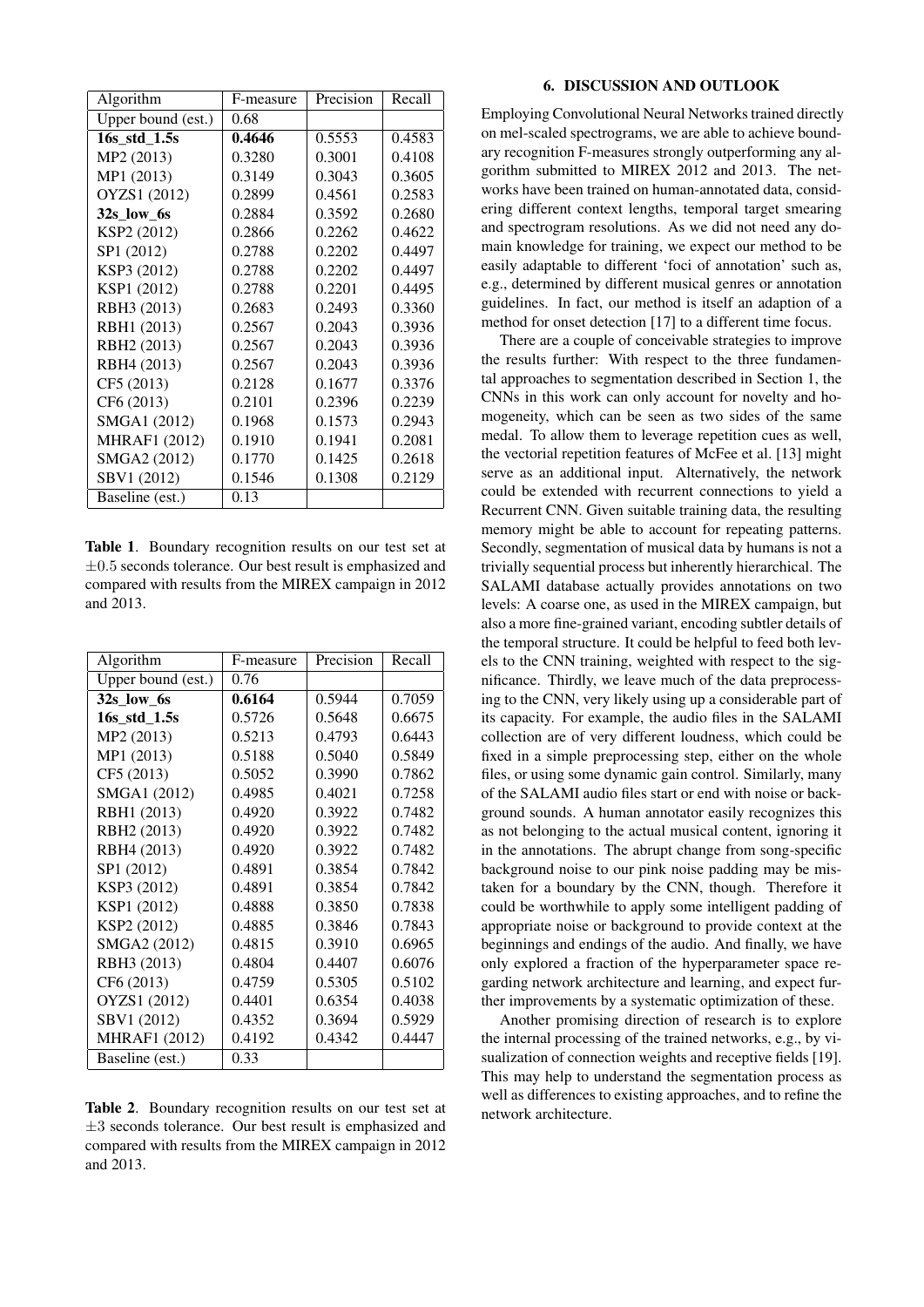| Algorithm | F-measure | Precision | Recall |
|---|---|---|---|
| Upper bound (est.) | 0.68 | | |
| **16s_std_1.5s** | **0.4646** | 0.5553 | 0.4583 |
| MP2 (2013) | 0.3280 | 0.3001 | 0.4108 |
| MP1 (2013) | 0.3149 | 0.3043 | 0.3605 |
| OYZS1 (2012) | 0.2899 | 0.4561 | 0.2583 |
| **32s_low_6s** | 0.2884 | 0.3592 | 0.2680 |
| KSP2 (2012) | 0.2866 | 0.2262 | 0.4622 |
| SP1 (2012) | 0.2788 | 0.2202 | 0.4497 |
| KSP3 (2012) | 0.2788 | 0.2202 | 0.4497 |
| KSP1 (2012) | 0.2788 | 0.2201 | 0.4495 |
| RBH3 (2013) | 0.2683 | 0.2493 | 0.3360 |
| RBH1 (2013) | 0.2567 | 0.2043 | 0.3936 |
| RBH2 (2013) | 0.2567 | 0.2043 | 0.3936 |
| RBH4 (2013) | 0.2567 | 0.2043 | 0.3936 |
| CF5 (2013) | 0.2128 | 0.1677 | 0.3376 |
| CF6 (2013) | 0.2101 | 0.2396 | 0.2239 |
| SMGA1 (2012) | 0.1968 | 0.1573 | 0.2943 |
| MHRAF1 (2012) | 0.1910 | 0.1941 | 0.2081 |
| SMGA2 (2012) | 0.1770 | 0.1425 | 0.2618 |
| SBV1 (2012) | 0.1546 | 0.1308 | 0.2129 |
| Baseline (est.) | 0.13 | | |

**Table 1**. Boundary recognition results on our test set at $\pm 0.5$ seconds tolerance. Our best result is emphasized and compared with results from the MIREX campaign in 2012 and 2013.

| Algorithm | F-measure | Precision | Recall |
|---|---|---|---|
| Upper bound (est.) | 0.76 | | |
| **32s_low_6s** | **0.6164** | 0.5944 | 0.7059 |
| **16s_std_1.5s** | 0.5726 | 0.5648 | 0.6675 |
| MP2 (2013) | 0.5213 | 0.4793 | 0.6443 |
| MP1 (2013) | 0.5188 | 0.5040 | 0.5849 |
| CF5 (2013) | 0.5052 | 0.3990 | 0.7862 |
| SMGA1 (2012) | 0.4985 | 0.4021 | 0.7258 |
| RBH1 (2013) | 0.4920 | 0.3922 | 0.7482 |
| RBH2 (2013) | 0.4920 | 0.3922 | 0.7482 |
| RBH4 (2013) | 0.4920 | 0.3922 | 0.7482 |
| SP1 (2012) | 0.4891 | 0.3854 | 0.7842 |
| KSP3 (2012) | 0.4891 | 0.3854 | 0.7842 |
| KSP1 (2012) | 0.4888 | 0.3850 | 0.7838 |
| KSP2 (2012) | 0.4885 | 0.3846 | 0.7843 |
| SMGA2 (2012) | 0.4815 | 0.3910 | 0.6965 |
| RBH3 (2013) | 0.4804 | 0.4407 | 0.6076 |
| CF6 (2013) | 0.4759 | 0.5305 | 0.5102 |
| OYZS1 (2012) | 0.4401 | 0.6354 | 0.4038 |
| SBV1 (2012) | 0.4352 | 0.3694 | 0.5929 |
| MHRAF1 (2012) | 0.4192 | 0.4342 | 0.4447 |
| Baseline (est.) | 0.33 | | |

**Table 2**. Boundary recognition results on our test set at $\pm 3$ seconds tolerance. Our best result is emphasized and compared with results from the MIREX campaign in 2012 and 2013.

## 6. DISCUSSION AND OUTLOOK

Employing Convolutional Neural Networks trained directly on mel-scaled spectrograms, we are able to achieve boundary recognition F-measures strongly outperforming any algorithm submitted to MIREX 2012 and 2013. The networks have been trained on human-annotated data, considering different context lengths, temporal target smearing and spectrogram resolutions. As we did not need any domain knowledge for training, we expect our method to be easily adaptable to different 'foci of annotation' such as, e.g., determined by different musical genres or annotation guidelines. In fact, our method is itself an adaption of a method for onset detection [17] to a different time focus.

There are a couple of conceivable strategies to improve the results further: With respect to the three fundamental approaches to segmentation described in Section 1, the CNNs in this work can only account for novelty and homogeneity, which can be seen as two sides of the same medal. To allow them to leverage repetition cues as well, the vectorial repetition features of McFee et al. [13] might serve as an additional input. Alternatively, the network could be extended with recurrent connections to yield a Recurrent CNN. Given suitable training data, the resulting memory might be able to account for repeating patterns. Secondly, segmentation of musical data by humans is not a trivially sequential process but inherently hierarchical. The SALAMI database actually provides annotations on two levels: A coarse one, as used in the MIREX campaign, but also a more fine-grained variant, encoding subtler details of the temporal structure. It could be helpful to feed both levels to the CNN training, weighted with respect to the significance. Thirdly, we leave much of the data preprocessing to the CNN, very likely using up a considerable part of its capacity. For example, the audio files in the SALAMI collection are of very different loudness, which could be fixed in a simple preprocessing step, either on the whole files, or using some dynamic gain control. Similarly, many of the SALAMI audio files start or end with noise or background sounds. A human annotator easily recognizes this as not belonging to the actual musical content, ignoring it in the annotations. The abrupt change from song-specific background noise to our pink noise padding may be mistaken for a boundary by the CNN, though. Therefore it could be worthwhile to apply some intelligent padding of appropriate noise or background to provide context at the beginnings and endings of the audio. And finally, we have only explored a fraction of the hyperparameter space regarding network architecture and learning, and expect further improvements by a systematic optimization of these.

Another promising direction of research is to explore the internal processing of the trained networks, e.g., by visualization of connection weights and receptive fields [19]. This may help to understand the segmentation process as well as differences to existing approaches, and to refine the network architecture.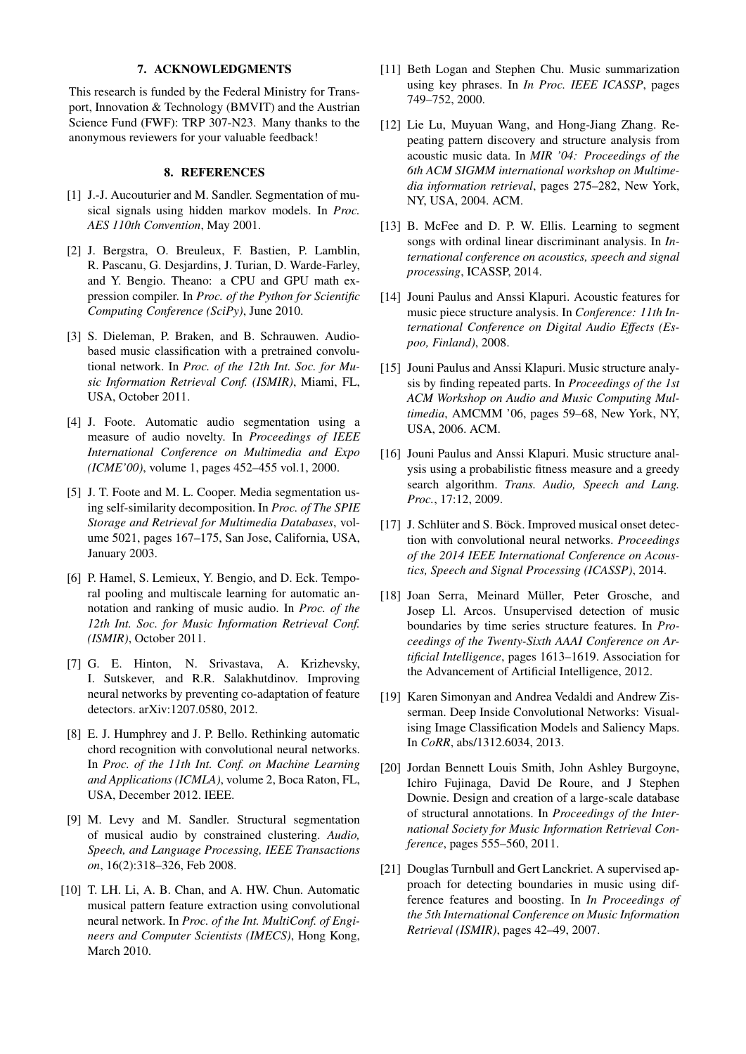## 7. ACKNOWLEDGMENTS

This research is funded by the Federal Ministry for Transport, Innovation & Technology (BMVIT) and the Austrian Science Fund (FWF): TRP 307-N23. Many thanks to the anonymous reviewers for your valuable feedback!

## 8. REFERENCES

[1] J.-J. Aucouturier and M. Sandler. Segmentation of musical signals using hidden markov models. In *Proc. AES 110th Convention*, May 2001.

[2] J. Bergstra, O. Breuleux, F. Bastien, P. Lamblin, R. Pascanu, G. Desjardins, J. Turian, D. Warde-Farley, and Y. Bengio. Theano: a CPU and GPU math expression compiler. In *Proc. of the Python for Scientific Computing Conference (SciPy)*, June 2010.

[3] S. Dieleman, P. Braken, and B. Schrauwen. Audio-based music classification with a pretrained convolutional network. In *Proc. of the 12th Int. Soc. for Music Information Retrieval Conf. (ISMIR)*, Miami, FL, USA, October 2011.

[4] J. Foote. Automatic audio segmentation using a measure of audio novelty. In *Proceedings of IEEE International Conference on Multimedia and Expo (ICME'00)*, volume 1, pages 452–455 vol.1, 2000.

[5] J. T. Foote and M. L. Cooper. Media segmentation using self-similarity decomposition. In *Proc. of The SPIE Storage and Retrieval for Multimedia Databases*, volume 5021, pages 167–175, San Jose, California, USA, January 2003.

[6] P. Hamel, S. Lemieux, Y. Bengio, and D. Eck. Temporal pooling and multiscale learning for automatic annotation and ranking of music audio. In *Proc. of the 12th Int. Soc. for Music Information Retrieval Conf. (ISMIR)*, October 2011.

[7] G. E. Hinton, N. Srivastava, A. Krizhevsky, I. Sutskever, and R.R. Salakhutdinov. Improving neural networks by preventing co-adaptation of feature detectors. arXiv:1207.0580, 2012.

[8] E. J. Humphrey and J. P. Bello. Rethinking automatic chord recognition with convolutional neural networks. In *Proc. of the 11th Int. Conf. on Machine Learning and Applications (ICMLA)*, volume 2, Boca Raton, FL, USA, December 2012. IEEE.

[9] M. Levy and M. Sandler. Structural segmentation of musical audio by constrained clustering. *Audio, Speech, and Language Processing, IEEE Transactions on*, 16(2):318–326, Feb 2008.

[10] T. LH. Li, A. B. Chan, and A. HW. Chun. Automatic musical pattern feature extraction using convolutional neural network. In *Proc. of the Int. MultiConf. of Engineers and Computer Scientists (IMECS)*, Hong Kong, March 2010.

[11] Beth Logan and Stephen Chu. Music summarization using key phrases. In *In Proc. IEEE ICASSP*, pages 749–752, 2000.

[12] Lie Lu, Muyuan Wang, and Hong-Jiang Zhang. Repeating pattern discovery and structure analysis from acoustic music data. In *MIR '04: Proceedings of the 6th ACM SIGMM international workshop on Multimedia information retrieval*, pages 275–282, New York, NY, USA, 2004. ACM.

[13] B. McFee and D. P. W. Ellis. Learning to segment songs with ordinal linear discriminant analysis. In *International conference on acoustics, speech and signal processing*, ICASSP, 2014.

[14] Jouni Paulus and Anssi Klapuri. Acoustic features for music piece structure analysis. In *Conference: 11th International Conference on Digital Audio Effects (Espoo, Finland)*, 2008.

[15] Jouni Paulus and Anssi Klapuri. Music structure analysis by finding repeated parts. In *Proceedings of the 1st ACM Workshop on Audio and Music Computing Multimedia*, AMCMM '06, pages 59–68, New York, NY, USA, 2006. ACM.

[16] Jouni Paulus and Anssi Klapuri. Music structure analysis using a probabilistic fitness measure and a greedy search algorithm. *Trans. Audio, Speech and Lang. Proc.*, 17:12, 2009.

[17] J. Schlüter and S. Böck. Improved musical onset detection with convolutional neural networks. *Proceedings of the 2014 IEEE International Conference on Acoustics, Speech and Signal Processing (ICASSP)*, 2014.

[18] Joan Serra, Meinard Müller, Peter Grosche, and Josep Ll. Arcos. Unsupervised detection of music boundaries by time series structure features. In *Proceedings of the Twenty-Sixth AAAI Conference on Artificial Intelligence*, pages 1613–1619. Association for the Advancement of Artificial Intelligence, 2012.

[19] Karen Simonyan and Andrea Vedaldi and Andrew Zisserman. Deep Inside Convolutional Networks: Visualising Image Classification Models and Saliency Maps. In *CoRR*, abs/1312.6034, 2013.

[20] Jordan Bennett Louis Smith, John Ashley Burgoyne, Ichiro Fujinaga, David De Roure, and J Stephen Downie. Design and creation of a large-scale database of structural annotations. In *Proceedings of the International Society for Music Information Retrieval Conference*, pages 555–560, 2011.

[21] Douglas Turnbull and Gert Lanckriet. A supervised approach for detecting boundaries in music using difference features and boosting. In *In Proceedings of the 5th International Conference on Music Information Retrieval (ISMIR)*, pages 42–49, 2007.